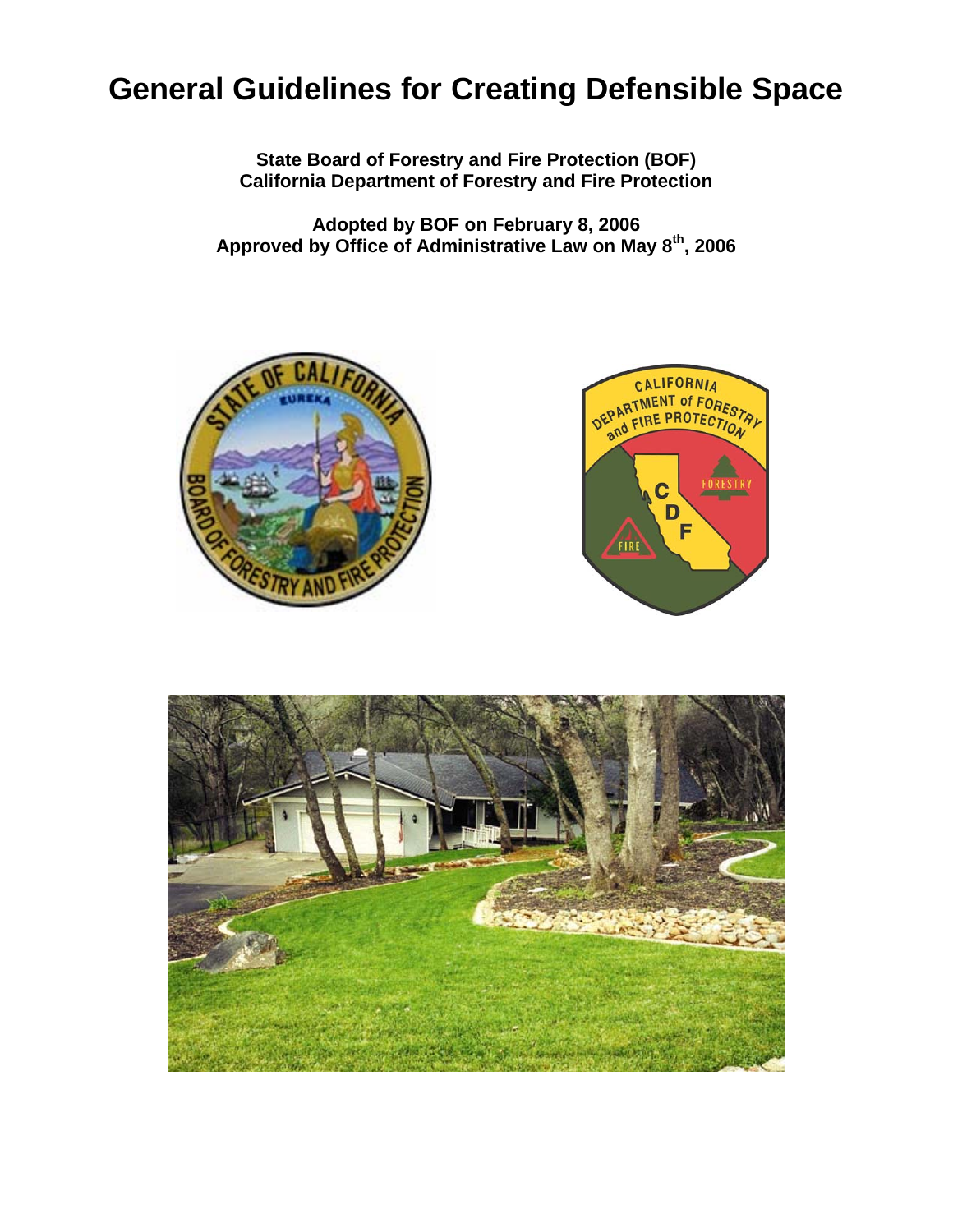# General Guidelines for Creating Defensible Space

**State Board of Forestry and Fire Protection (BOF)**
**California Department of Forestry and Fire Protection**

**Adopted by BOF on February 8, 2006**
**Approved by Office of Administrative Law on May 8th, 2006**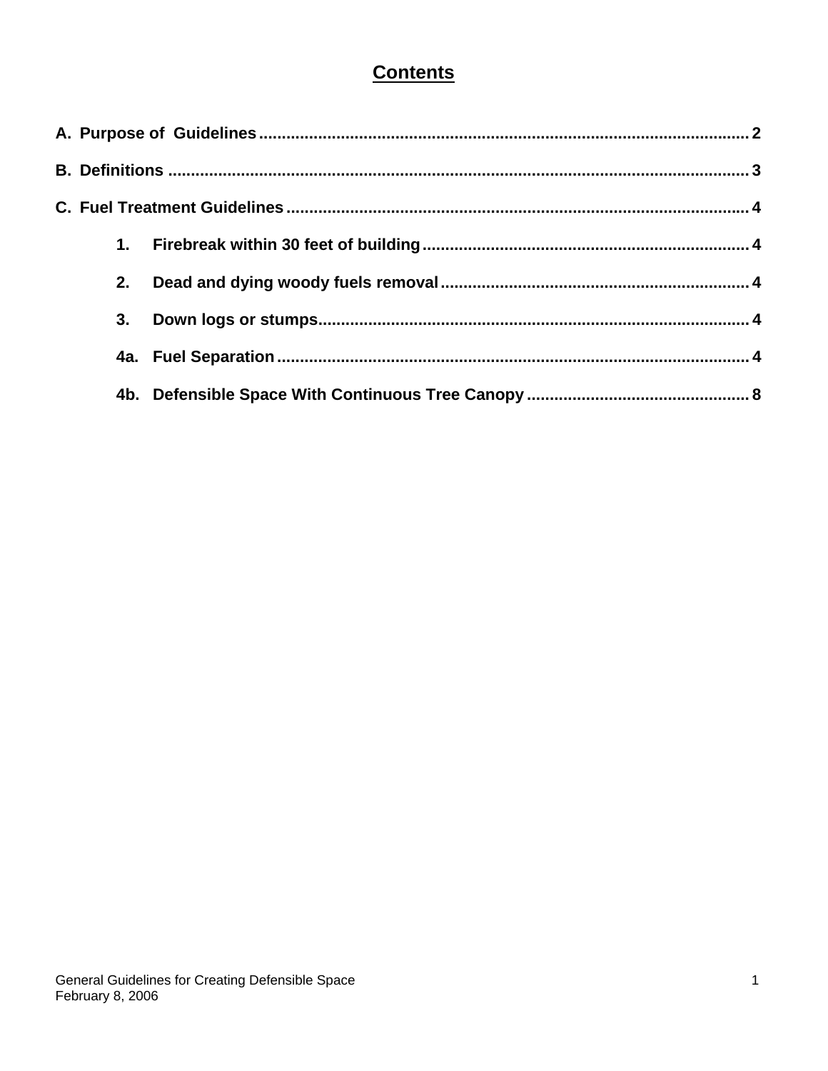# Contents

A. Purpose of Guidelines ........................................................................................................ 2

B. Definitions ........................................................................................................................ 3

C. Fuel Treatment Guidelines ............................................................................................... 4

- 1. Firebreak within 30 feet of building ........................................................................ 4
- 2. Dead and dying woody fuels removal .................................................................... 4
- 3. Down logs or stumps .............................................................................................. 4
- 4a. Fuel Separation ...................................................................................................... 4
- 4b. Defensible Space With Continuous Tree Canopy ................................................ 8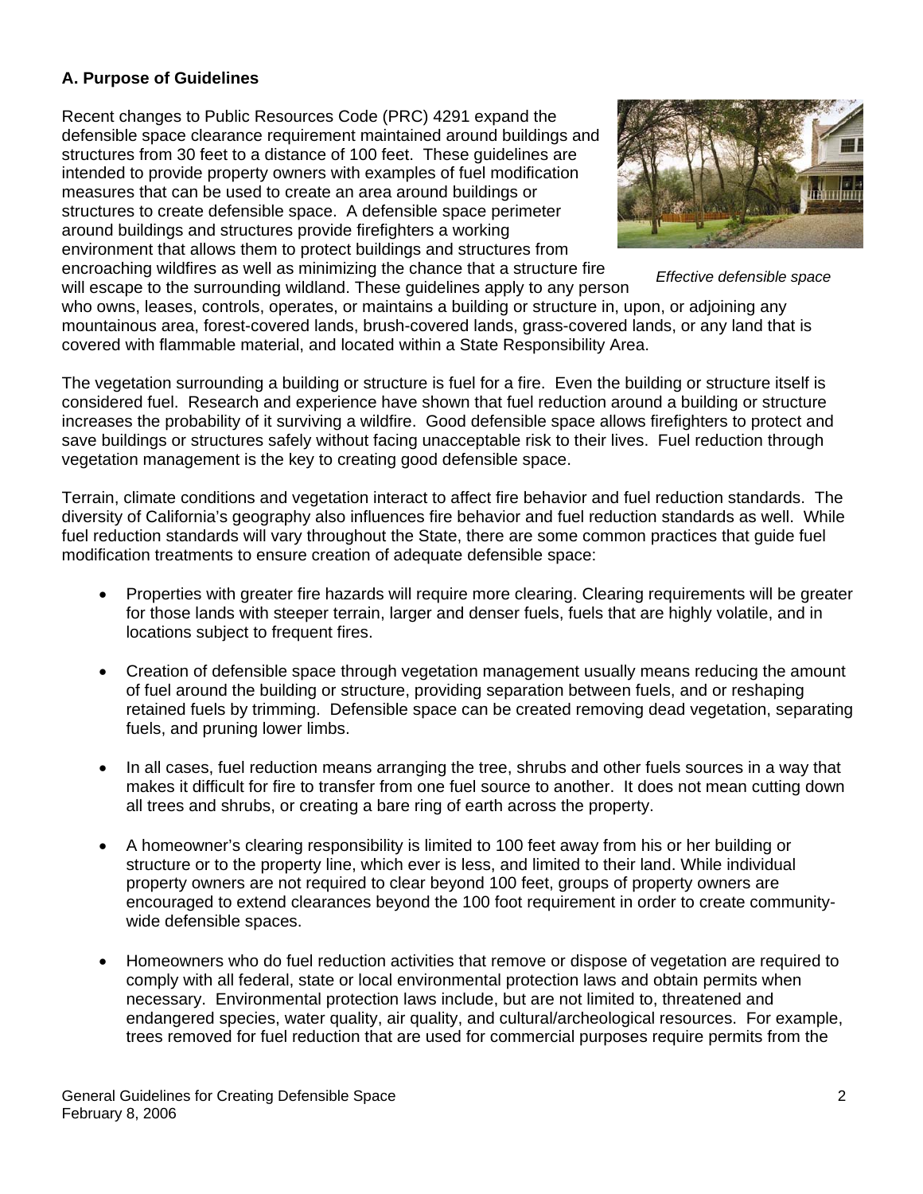**A. Purpose of Guidelines**

Recent changes to Public Resources Code (PRC) 4291 expand the defensible space clearance requirement maintained around buildings and structures from 30 feet to a distance of 100 feet. These guidelines are intended to provide property owners with examples of fuel modification measures that can be used to create an area around buildings or structures to create defensible space. A defensible space perimeter around buildings and structures provide firefighters a working environment that allows them to protect buildings and structures from encroaching wildfires as well as minimizing the chance that a structure fire will escape to the surrounding wildland. These guidelines apply to any person who owns, leases, controls, operates, or maintains a building or structure in, upon, or adjoining any mountainous area, forest-covered lands, brush-covered lands, grass-covered lands, or any land that is covered with flammable material, and located within a State Responsibility Area.

*Effective defensible space*

The vegetation surrounding a building or structure is fuel for a fire. Even the building or structure itself is considered fuel. Research and experience have shown that fuel reduction around a building or structure increases the probability of it surviving a wildfire. Good defensible space allows firefighters to protect and save buildings or structures safely without facing unacceptable risk to their lives. Fuel reduction through vegetation management is the key to creating good defensible space.

Terrain, climate conditions and vegetation interact to affect fire behavior and fuel reduction standards. The diversity of California's geography also influences fire behavior and fuel reduction standards as well. While fuel reduction standards will vary throughout the State, there are some common practices that guide fuel modification treatments to ensure creation of adequate defensible space:

- Properties with greater fire hazards will require more clearing. Clearing requirements will be greater for those lands with steeper terrain, larger and denser fuels, fuels that are highly volatile, and in locations subject to frequent fires.

- Creation of defensible space through vegetation management usually means reducing the amount of fuel around the building or structure, providing separation between fuels, and or reshaping retained fuels by trimming. Defensible space can be created removing dead vegetation, separating fuels, and pruning lower limbs.

- In all cases, fuel reduction means arranging the tree, shrubs and other fuels sources in a way that makes it difficult for fire to transfer from one fuel source to another. It does not mean cutting down all trees and shrubs, or creating a bare ring of earth across the property.

- A homeowner's clearing responsibility is limited to 100 feet away from his or her building or structure or to the property line, which ever is less, and limited to their land. While individual property owners are not required to clear beyond 100 feet, groups of property owners are encouraged to extend clearances beyond the 100 foot requirement in order to create community-wide defensible spaces.

- Homeowners who do fuel reduction activities that remove or dispose of vegetation are required to comply with all federal, state or local environmental protection laws and obtain permits when necessary. Environmental protection laws include, but are not limited to, threatened and endangered species, water quality, air quality, and cultural/archeological resources. For example, trees removed for fuel reduction that are used for commercial purposes require permits from the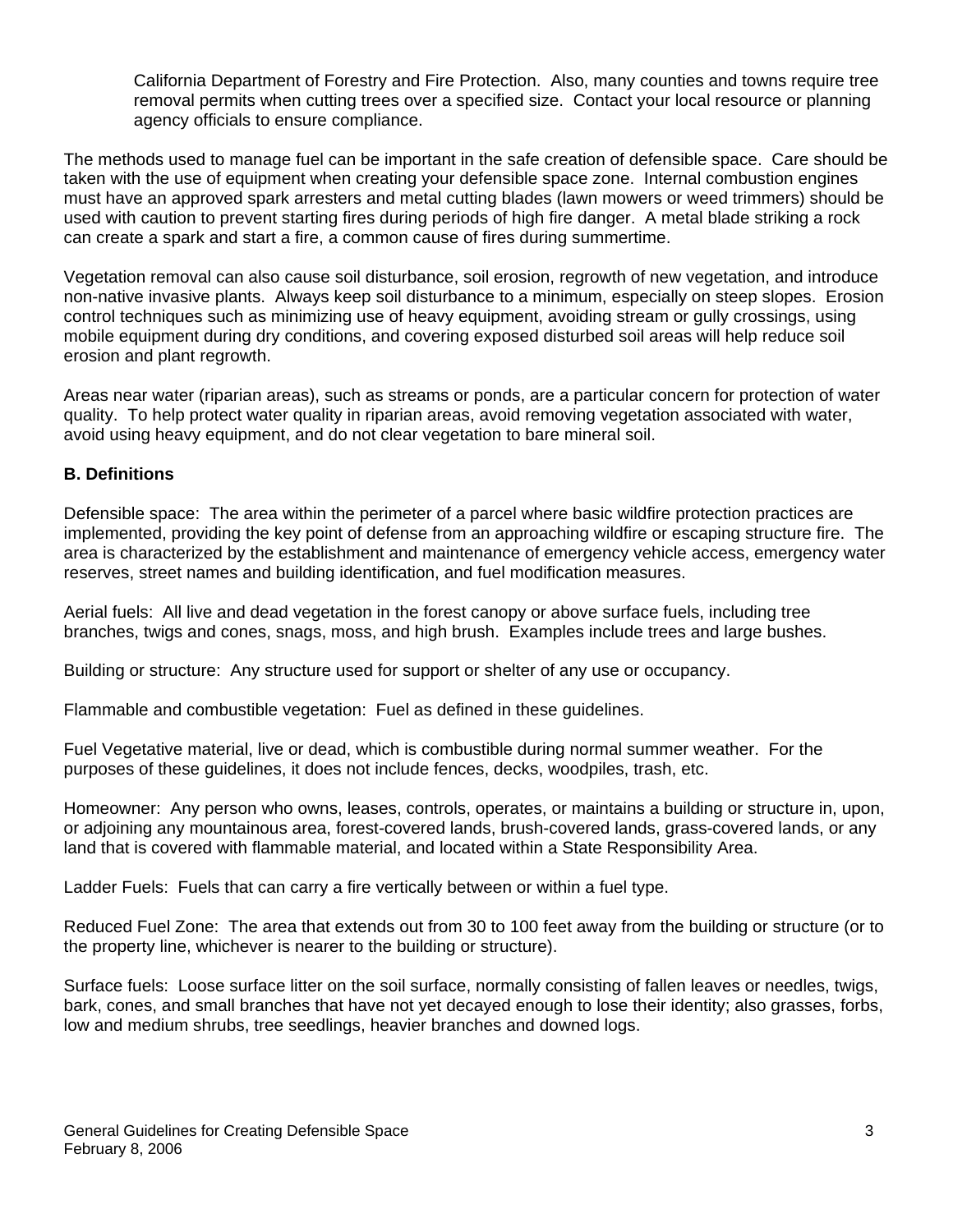California Department of Forestry and Fire Protection. Also, many counties and towns require tree removal permits when cutting trees over a specified size. Contact your local resource or planning agency officials to ensure compliance.

The methods used to manage fuel can be important in the safe creation of defensible space. Care should be taken with the use of equipment when creating your defensible space zone. Internal combustion engines must have an approved spark arresters and metal cutting blades (lawn mowers or weed trimmers) should be used with caution to prevent starting fires during periods of high fire danger. A metal blade striking a rock can create a spark and start a fire, a common cause of fires during summertime.

Vegetation removal can also cause soil disturbance, soil erosion, regrowth of new vegetation, and introduce non-native invasive plants. Always keep soil disturbance to a minimum, especially on steep slopes. Erosion control techniques such as minimizing use of heavy equipment, avoiding stream or gully crossings, using mobile equipment during dry conditions, and covering exposed disturbed soil areas will help reduce soil erosion and plant regrowth.

Areas near water (riparian areas), such as streams or ponds, are a particular concern for protection of water quality. To help protect water quality in riparian areas, avoid removing vegetation associated with water, avoid using heavy equipment, and do not clear vegetation to bare mineral soil.

**B. Definitions**

Defensible space: The area within the perimeter of a parcel where basic wildfire protection practices are implemented, providing the key point of defense from an approaching wildfire or escaping structure fire. The area is characterized by the establishment and maintenance of emergency vehicle access, emergency water reserves, street names and building identification, and fuel modification measures.

Aerial fuels: All live and dead vegetation in the forest canopy or above surface fuels, including tree branches, twigs and cones, snags, moss, and high brush. Examples include trees and large bushes.

Building or structure: Any structure used for support or shelter of any use or occupancy.

Flammable and combustible vegetation: Fuel as defined in these guidelines.

Fuel Vegetative material, live or dead, which is combustible during normal summer weather. For the purposes of these guidelines, it does not include fences, decks, woodpiles, trash, etc.

Homeowner: Any person who owns, leases, controls, operates, or maintains a building or structure in, upon, or adjoining any mountainous area, forest-covered lands, brush-covered lands, grass-covered lands, or any land that is covered with flammable material, and located within a State Responsibility Area.

Ladder Fuels: Fuels that can carry a fire vertically between or within a fuel type.

Reduced Fuel Zone: The area that extends out from 30 to 100 feet away from the building or structure (or to the property line, whichever is nearer to the building or structure).

Surface fuels: Loose surface litter on the soil surface, normally consisting of fallen leaves or needles, twigs, bark, cones, and small branches that have not yet decayed enough to lose their identity; also grasses, forbs, low and medium shrubs, tree seedlings, heavier branches and downed logs.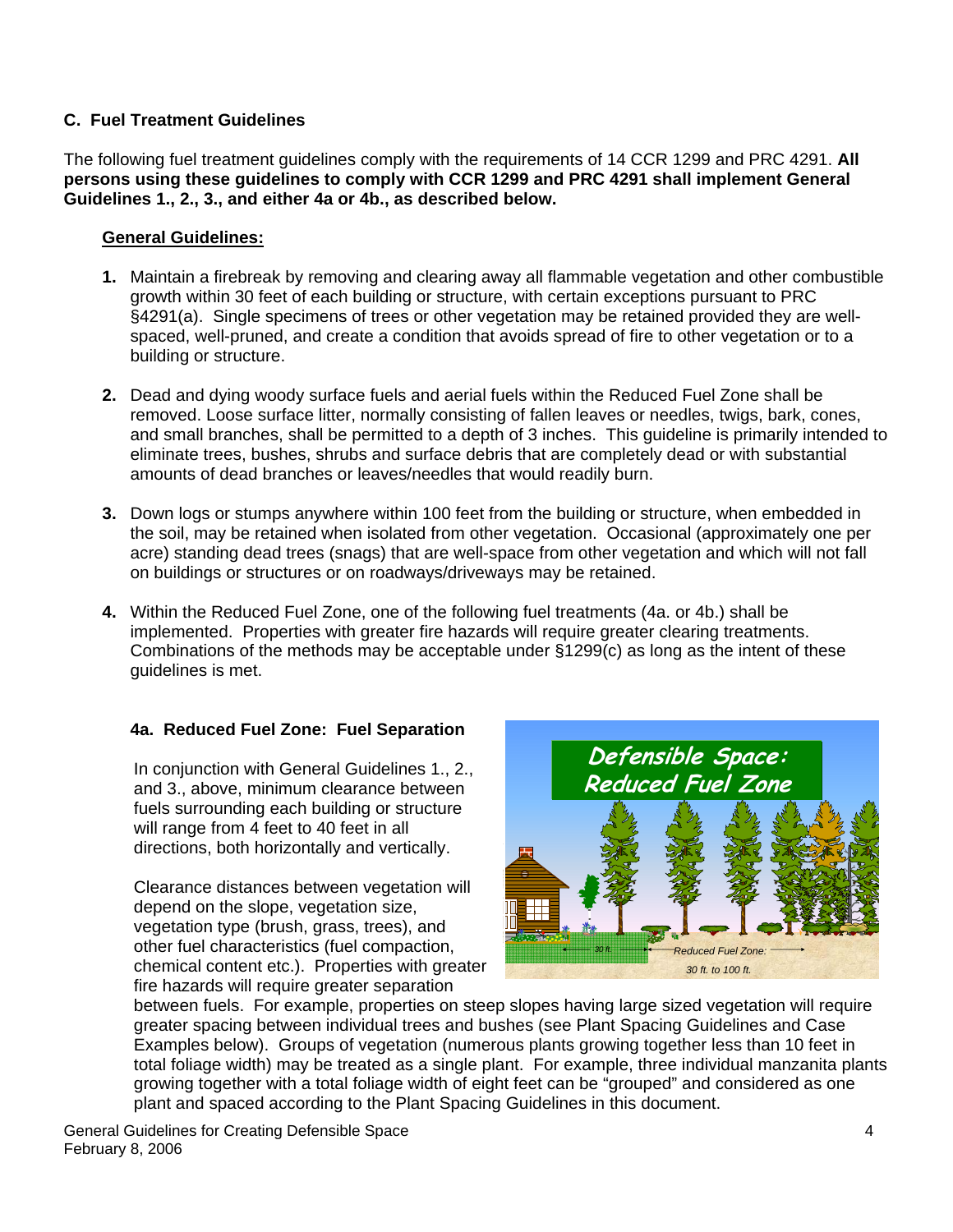## C. Fuel Treatment Guidelines

The following fuel treatment guidelines comply with the requirements of 14 CCR 1299 and PRC 4291. **All persons using these guidelines to comply with CCR 1299 and PRC 4291 shall implement General Guidelines 1., 2., 3., and either 4a or 4b., as described below.**

### General Guidelines:

1. Maintain a firebreak by removing and clearing away all flammable vegetation and other combustible growth within 30 feet of each building or structure, with certain exceptions pursuant to PRC §4291(a). Single specimens of trees or other vegetation may be retained provided they are well-spaced, well-pruned, and create a condition that avoids spread of fire to other vegetation or to a building or structure.

2. Dead and dying woody surface fuels and aerial fuels within the Reduced Fuel Zone shall be removed. Loose surface litter, normally consisting of fallen leaves or needles, twigs, bark, cones, and small branches, shall be permitted to a depth of 3 inches. This guideline is primarily intended to eliminate trees, bushes, shrubs and surface debris that are completely dead or with substantial amounts of dead branches or leaves/needles that would readily burn.

3. Down logs or stumps anywhere within 100 feet from the building or structure, when embedded in the soil, may be retained when isolated from other vegetation. Occasional (approximately one per acre) standing dead trees (snags) that are well-space from other vegetation and which will not fall on buildings or structures or on roadways/driveways may be retained.

4. Within the Reduced Fuel Zone, one of the following fuel treatments (4a. or 4b.) shall be implemented. Properties with greater fire hazards will require greater clearing treatments. Combinations of the methods may be acceptable under §1299(c) as long as the intent of these guidelines is met.

#### 4a. Reduced Fuel Zone: Fuel Separation

In conjunction with General Guidelines 1., 2., and 3., above, minimum clearance between fuels surrounding each building or structure will range from 4 feet to 40 feet in all directions, both horizontally and vertically.

Defensible Space: Reduced Fuel Zone

30 ft.

Reduced Fuel Zone: 30 ft. to 100 ft.

Clearance distances between vegetation will depend on the slope, vegetation size, vegetation type (brush, grass, trees), and other fuel characteristics (fuel compaction, chemical content etc.). Properties with greater fire hazards will require greater separation between fuels. For example, properties on steep slopes having large sized vegetation will require greater spacing between individual trees and bushes (see Plant Spacing Guidelines and Case Examples below). Groups of vegetation (numerous plants growing together less than 10 feet in total foliage width) may be treated as a single plant. For example, three individual manzanita plants growing together with a total foliage width of eight feet can be "grouped" and considered as one plant and spaced according to the Plant Spacing Guidelines in this document.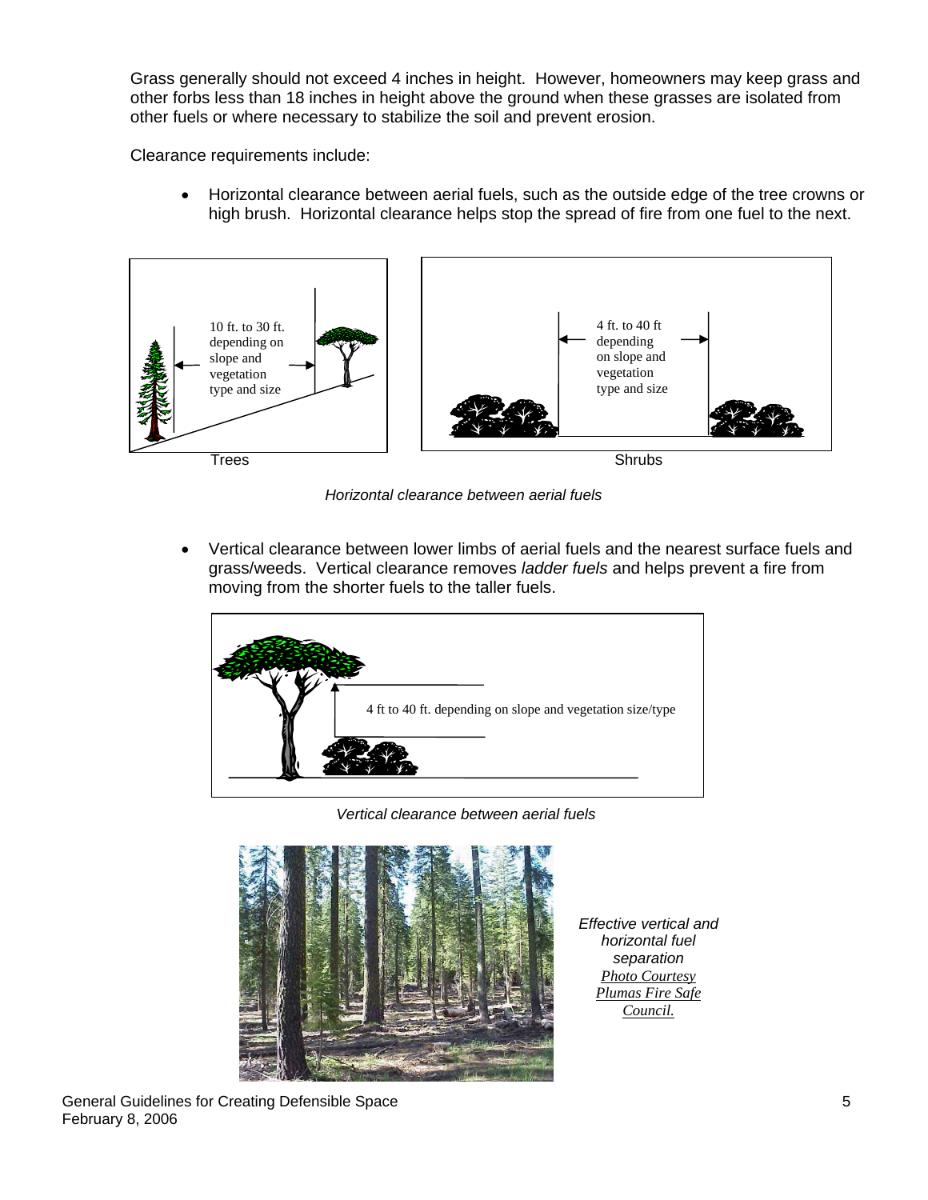Grass generally should not exceed 4 inches in height. However, homeowners may keep grass and other forbs less than 18 inches in height above the ground when these grasses are isolated from other fuels or where necessary to stabilize the soil and prevent erosion.

Clearance requirements include:

- Horizontal clearance between aerial fuels, such as the outside edge of the tree crowns or high brush. Horizontal clearance helps stop the spread of fire from one fuel to the next.

10 ft. to 30 ft. depending on slope and vegetation type and size

4 ft. to 40 ft depending on slope and vegetation type and size

Trees

Shrubs

*Horizontal clearance between aerial fuels*

- Vertical clearance between lower limbs of aerial fuels and the nearest surface fuels and grass/weeds. Vertical clearance removes *ladder fuels* and helps prevent a fire from moving from the shorter fuels to the taller fuels.

4 ft to 40 ft. depending on slope and vegetation size/type

*Vertical clearance between aerial fuels*

*Effective vertical and horizontal fuel separation*
*Photo Courtesy Plumas Fire Safe Council.*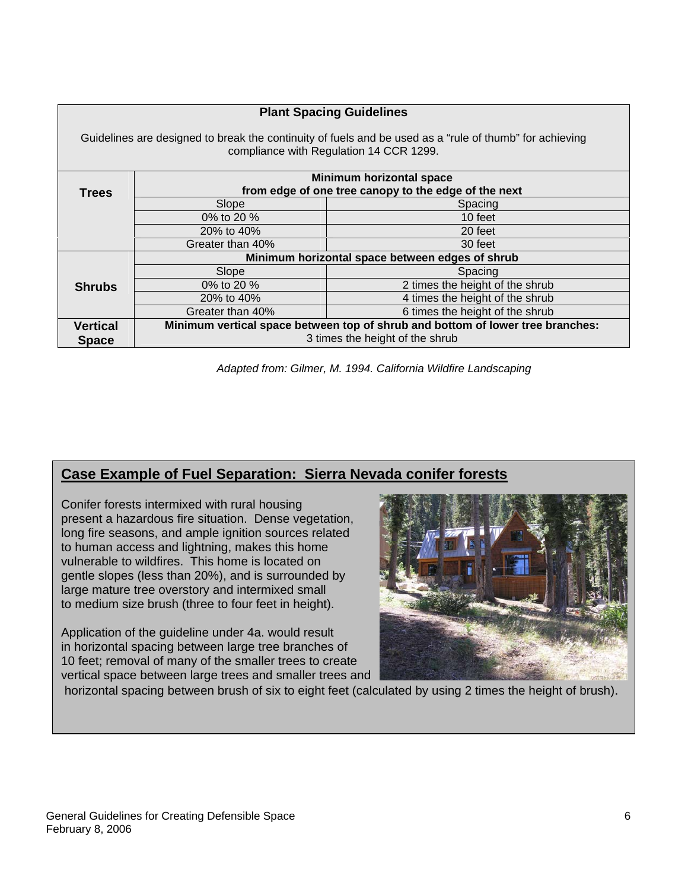**Plant Spacing Guidelines**

Guidelines are designed to break the continuity of fuels and be used as a "rule of thumb" for achieving compliance with Regulation 14 CCR 1299.

| | Minimum horizontal space from edge of one tree canopy to the edge of the next | |
|---|---|---|
| **Trees** | Slope | Spacing |
| | 0% to 20 % | 10 feet |
| | 20% to 40% | 20 feet |
| | Greater than 40% | 30 feet |
| | **Minimum horizontal space between edges of shrub** | |
| **Shrubs** | Slope | Spacing |
| | 0% to 20 % | 2 times the height of the shrub |
| | 20% to 40% | 4 times the height of the shrub |
| | Greater than 40% | 6 times the height of the shrub |
| **Vertical Space** | **Minimum vertical space between top of shrub and bottom of lower tree branches:** 3 times the height of the shrub | |

*Adapted from: Gilmer, M. 1994. California Wildfire Landscaping*

## Case Example of Fuel Separation: Sierra Nevada conifer forests

Conifer forests intermixed with rural housing present a hazardous fire situation. Dense vegetation, long fire seasons, and ample ignition sources related to human access and lightning, makes this home vulnerable to wildfires. This home is located on gentle slopes (less than 20%), and is surrounded by large mature tree overstory and intermixed small to medium size brush (three to four feet in height).

Application of the guideline under 4a. would result in horizontal spacing between large tree branches of 10 feet; removal of many of the smaller trees to create vertical space between large trees and smaller trees and horizontal spacing between brush of six to eight feet (calculated by using 2 times the height of brush).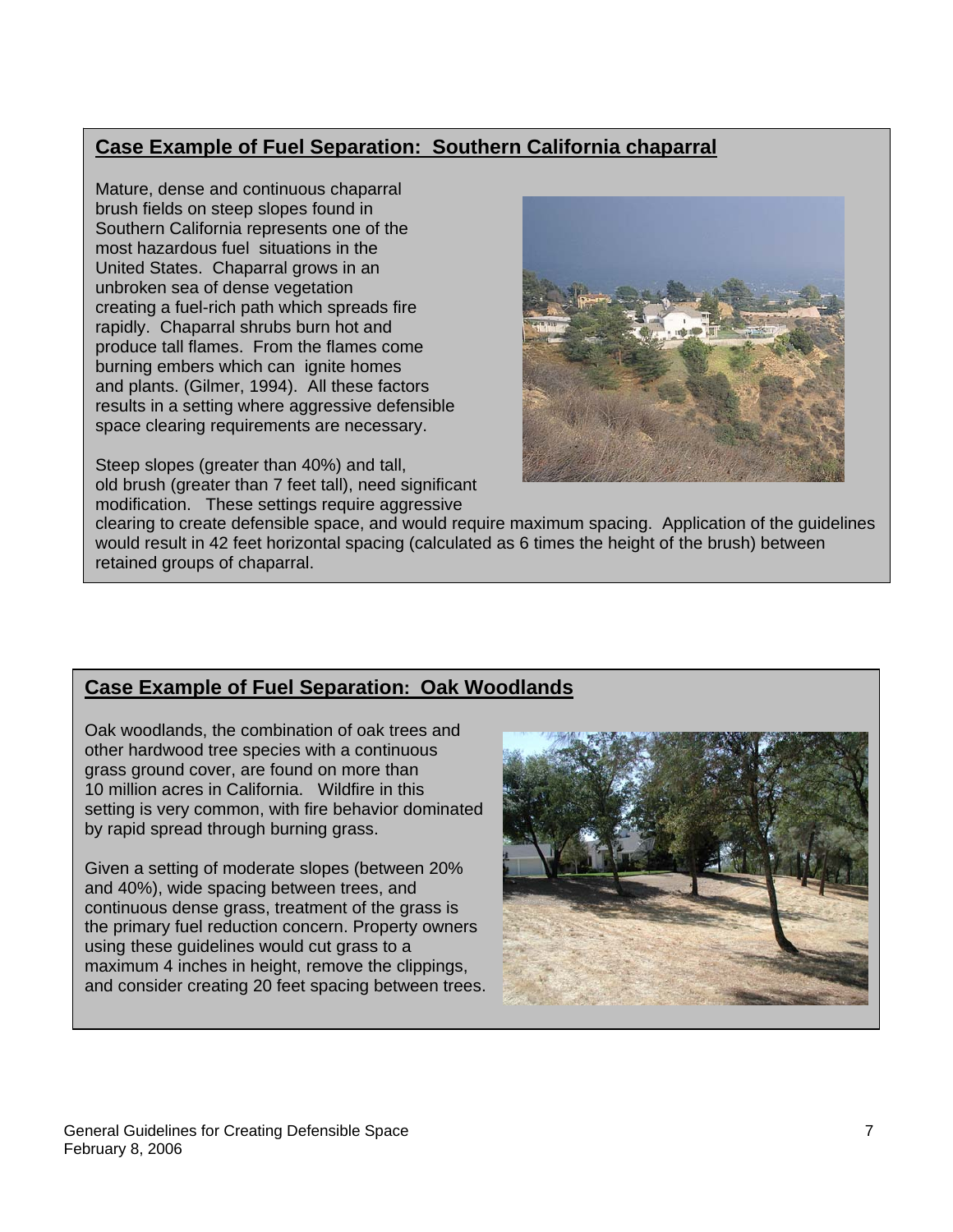## Case Example of Fuel Separation: Southern California chaparral

Mature, dense and continuous chaparral brush fields on steep slopes found in Southern California represents one of the most hazardous fuel situations in the United States. Chaparral grows in an unbroken sea of dense vegetation creating a fuel-rich path which spreads fire rapidly. Chaparral shrubs burn hot and produce tall flames. From the flames come burning embers which can ignite homes and plants. (Gilmer, 1994). All these factors results in a setting where aggressive defensible space clearing requirements are necessary.

Steep slopes (greater than 40%) and tall, old brush (greater than 7 feet tall), need significant modification. These settings require aggressive clearing to create defensible space, and would require maximum spacing. Application of the guidelines would result in 42 feet horizontal spacing (calculated as 6 times the height of the brush) between retained groups of chaparral.

## Case Example of Fuel Separation: Oak Woodlands

Oak woodlands, the combination of oak trees and other hardwood tree species with a continuous grass ground cover, are found on more than 10 million acres in California. Wildfire in this setting is very common, with fire behavior dominated by rapid spread through burning grass.

Given a setting of moderate slopes (between 20% and 40%), wide spacing between trees, and continuous dense grass, treatment of the grass is the primary fuel reduction concern. Property owners using these guidelines would cut grass to a maximum 4 inches in height, remove the clippings, and consider creating 20 feet spacing between trees.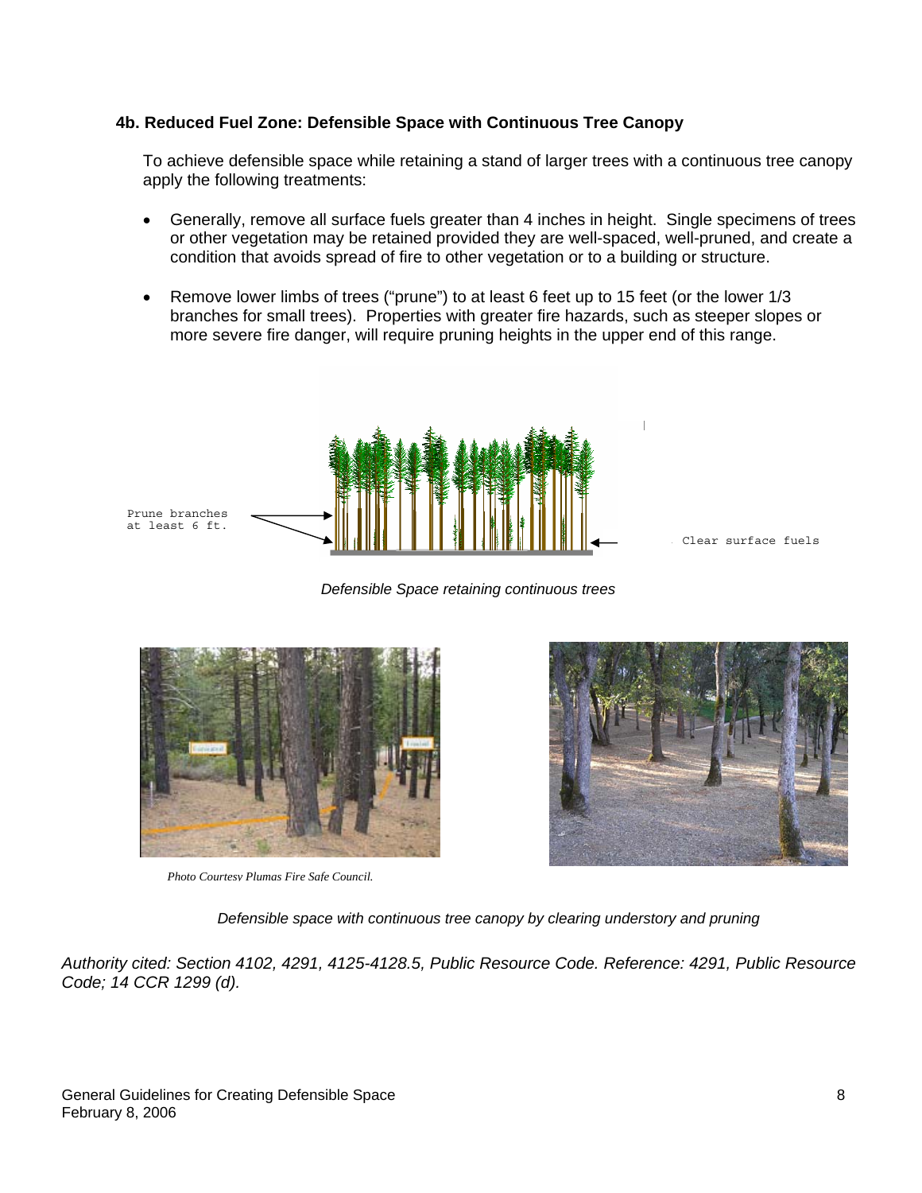### 4b. Reduced Fuel Zone: Defensible Space with Continuous Tree Canopy

To achieve defensible space while retaining a stand of larger trees with a continuous tree canopy apply the following treatments:

- Generally, remove all surface fuels greater than 4 inches in height. Single specimens of trees or other vegetation may be retained provided they are well-spaced, well-pruned, and create a condition that avoids spread of fire to other vegetation or to a building or structure.
- Remove lower limbs of trees ("prune") to at least 6 feet up to 15 feet (or the lower 1/3 branches for small trees). Properties with greater fire hazards, such as steeper slopes or more severe fire danger, will require pruning heights in the upper end of this range.

Prune branches at least 6 ft.

Clear surface fuels

*Defensible Space retaining continuous trees*

*Photo Courtesy Plumas Fire Safe Council.*

*Defensible space with continuous tree canopy by clearing understory and pruning*

*Authority cited: Section 4102, 4291, 4125-4128.5, Public Resource Code. Reference: 4291, Public Resource Code; 14 CCR 1299 (d).*